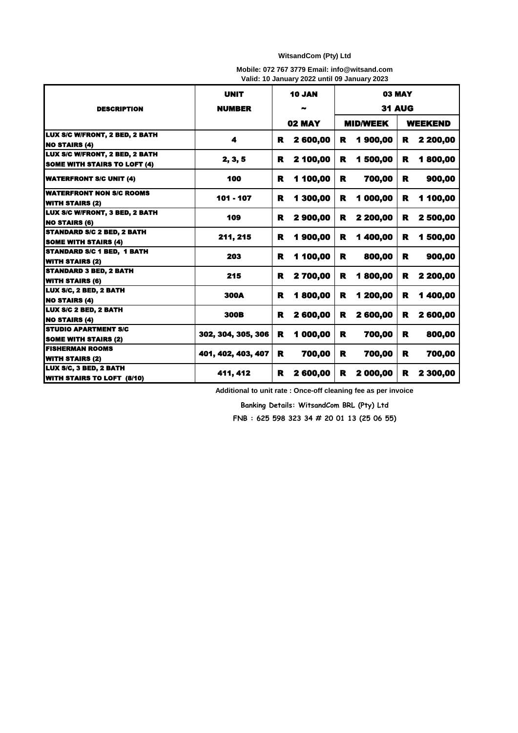**WitsandCom (Pty) Ltd**

**Mobile: 072 767 3779 Email: info@witsand.com**
**Valid: 10 January 2022 until 09 January 2023**

| DESCRIPTION | UNIT NUMBER | 10 JAN ~ 02 MAY | 03 MAY ~ 31 AUG | |
|---|---|---|---|---|
| | | | MID/WEEK | WEEKEND |
| LUX S/C W/FRONT, 2 BED, 2 BATH NO STAIRS (4) | 4 | R 2 600,00 | R 1 900,00 | R 2 200,00 |
| LUX S/C W/FRONT, 2 BED, 2 BATH SOME WITH STAIRS TO LOFT (4) | 2, 3, 5 | R 2 100,00 | R 1 500,00 | R 1 800,00 |
| WATERFRONT S/C UNIT (4) | 100 | R 1 100,00 | R 700,00 | R 900,00 |
| WATERFRONT NON S/C ROOMS WITH STAIRS (2) | 101 - 107 | R 1 300,00 | R 1 000,00 | R 1 100,00 |
| LUX S/C W/FRONT, 3 BED, 2 BATH NO STAIRS (6) | 109 | R 2 900,00 | R 2 200,00 | R 2 500,00 |
| STANDARD S/C 2 BED, 2 BATH SOME WITH STAIRS (4) | 211, 215 | R 1 900,00 | R 1 400,00 | R 1 500,00 |
| STANDARD S/C 1 BED, 1 BATH WITH STAIRS (2) | 203 | R 1 100,00 | R 800,00 | R 900,00 |
| STANDARD 3 BED, 2 BATH WITH STAIRS (6) | 215 | R 2 700,00 | R 1 800,00 | R 2 200,00 |
| LUX S/C, 2 BED, 2 BATH NO STAIRS (4) | 300A | R 1 800,00 | R 1 200,00 | R 1 400,00 |
| LUX S/C 2 BED, 2 BATH NO STAIRS (4) | 300B | R 2 600,00 | R 2 600,00 | R 2 600,00 |
| STUDIO APARTMENT S/C SOME WITH STAIRS (2) | 302, 304, 305, 306 | R 1 000,00 | R 700,00 | R 800,00 |
| FISHERMAN ROOMS WITH STAIRS (2) | 401, 402, 403, 407 | R 700,00 | R 700,00 | R 700,00 |
| LUX S/C, 3 BED, 2 BATH WITH STAIRS TO LOFT (8/10) | 411, 412 | R 2 600,00 | R 2 000,00 | R 2 300,00 |

**Additional to unit rate : Once-off cleaning fee as per invoice**

**Banking Details: WitsandCom BRL (Pty) Ltd**

**FNB : 625 598 323 34 # 20 01 13 (25 06 55)**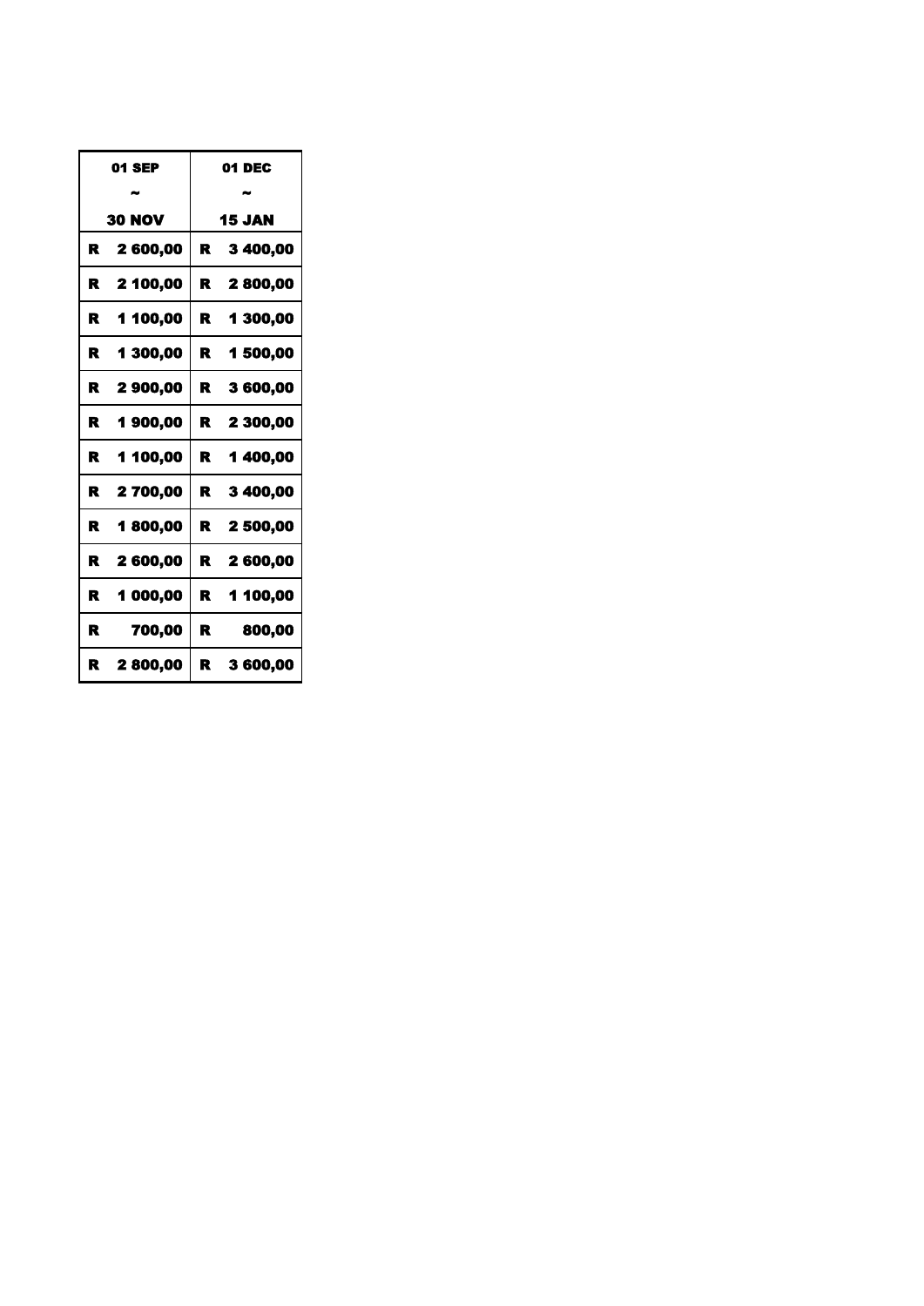| 01 SEP ~ 30 NOV | 01 DEC ~ 15 JAN |
|---|---|
| R 2 600,00 | R 3 400,00 |
| R 2 100,00 | R 2 800,00 |
| R 1 100,00 | R 1 300,00 |
| R 1 300,00 | R 1 500,00 |
| R 2 900,00 | R 3 600,00 |
| R 1 900,00 | R 2 300,00 |
| R 1 100,00 | R 1 400,00 |
| R 2 700,00 | R 3 400,00 |
| R 1 800,00 | R 2 500,00 |
| R 2 600,00 | R 2 600,00 |
| R 1 000,00 | R 1 100,00 |
| R 700,00 | R 800,00 |
| R 2 800,00 | R 3 600,00 |